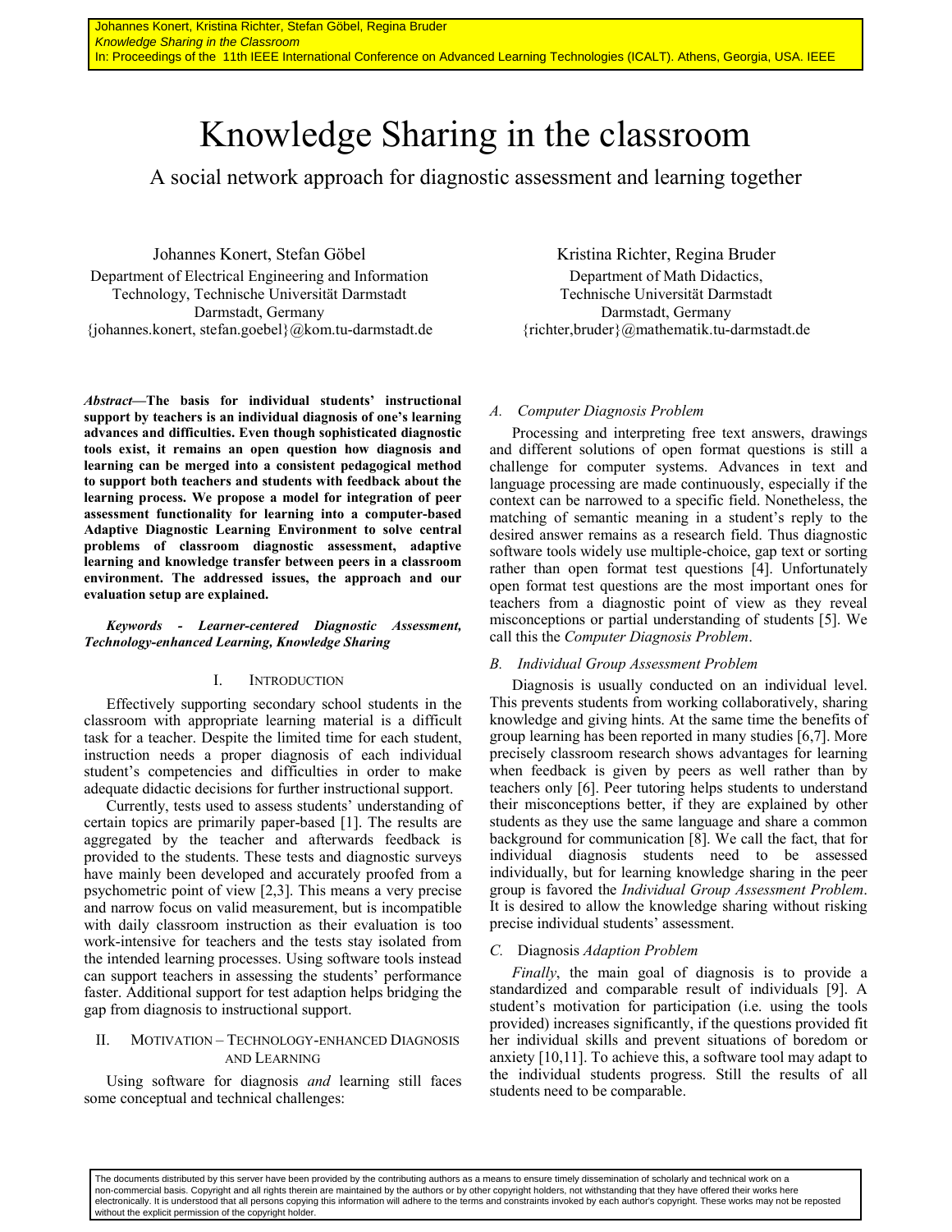Johannes Konert, Kristina Richter, Stefan Göbel, Regina Bruder
*Knowledge Sharing in the Classroom*
In: Proceedings of the 11th IEEE International Conference on Advanced Learning Technologies (ICALT). Athens, Georgia, USA. IEEE

# Knowledge Sharing in the classroom

## A social network approach for diagnostic assessment and learning together

Johannes Konert, Stefan Göbel
Department of Electrical Engineering and Information Technology, Technische Universität Darmstadt
Darmstadt, Germany
{johannes.konert, stefan.goebel}@kom.tu-darmstadt.de

Kristina Richter, Regina Bruder
Department of Math Didactics,
Technische Universität Darmstadt
Darmstadt, Germany
{richter,bruder}@mathematik.tu-darmstadt.de

***Abstract*—The basis for individual students' instructional support by teachers is an individual diagnosis of one's learning advances and difficulties. Even though sophisticated diagnostic tools exist, it remains an open question how diagnosis and learning can be merged into a consistent pedagogical method to support both teachers and students with feedback about the learning process. We propose a model for integration of peer assessment functionality for learning into a computer-based Adaptive Diagnostic Learning Environment to solve central problems of classroom diagnostic assessment, adaptive learning and knowledge transfer between peers in a classroom environment. The addressed issues, the approach and our evaluation setup are explained.**

***Keywords - Learner-centered Diagnostic Assessment, Technology-enhanced Learning, Knowledge Sharing***

### I. Introduction

Effectively supporting secondary school students in the classroom with appropriate learning material is a difficult task for a teacher. Despite the limited time for each student, instruction needs a proper diagnosis of each individual student's competencies and difficulties in order to make adequate didactic decisions for further instructional support.

Currently, tests used to assess students' understanding of certain topics are primarily paper-based [1]. The results are aggregated by the teacher and afterwards feedback is provided to the students. These tests and diagnostic surveys have mainly been developed and accurately proofed from a psychometric point of view [2,3]. This means a very precise and narrow focus on valid measurement, but is incompatible with daily classroom instruction as their evaluation is too work-intensive for teachers and the tests stay isolated from the intended learning processes. Using software tools instead can support teachers in assessing the students' performance faster. Additional support for test adaption helps bridging the gap from diagnosis to instructional support.

### II. Motivation – Technology-enhanced Diagnosis and Learning

Using software for diagnosis *and* learning still faces some conceptual and technical challenges:

#### *A. Computer Diagnosis Problem*

Processing and interpreting free text answers, drawings and different solutions of open format questions is still a challenge for computer systems. Advances in text and language processing are made continuously, especially if the context can be narrowed to a specific field. Nonetheless, the matching of semantic meaning in a student's reply to the desired answer remains as a research field. Thus diagnostic software tools widely use multiple-choice, gap text or sorting rather than open format test questions [4]. Unfortunately open format test questions are the most important ones for teachers from a diagnostic point of view as they reveal misconceptions or partial understanding of students [5]. We call this the *Computer Diagnosis Problem*.

#### *B. Individual Group Assessment Problem*

Diagnosis is usually conducted on an individual level. This prevents students from working collaboratively, sharing knowledge and giving hints. At the same time the benefits of group learning has been reported in many studies [6,7]. More precisely classroom research shows advantages for learning when feedback is given by peers as well rather than by teachers only [6]. Peer tutoring helps students to understand their misconceptions better, if they are explained by other students as they use the same language and share a common background for communication [8]. We call the fact, that for individual diagnosis students need to be assessed individually, but for learning knowledge sharing in the peer group is favored the *Individual Group Assessment Problem*. It is desired to allow the knowledge sharing without risking precise individual students' assessment.

#### *C.* Diagnosis *Adaption Problem*

*Finally*, the main goal of diagnosis is to provide a standardized and comparable result of individuals [9]. A student's motivation for participation (i.e. using the tools provided) increases significantly, if the questions provided fit her individual skills and prevent situations of boredom or anxiety [10,11]. To achieve this, a software tool may adapt to the individual students progress. Still the results of all students need to be comparable.

The documents distributed by this server have been provided by the contributing authors as a means to ensure timely dissemination of scholarly and technical work on a non-commercial basis. Copyright and all rights therein are maintained by the authors or by other copyright holders, not withstanding that they have offered their works here electronically. It is understood that all persons copying this information will adhere to the terms and constraints invoked by each author's copyright. These works may not be reposted without the explicit permission of the copyright holder.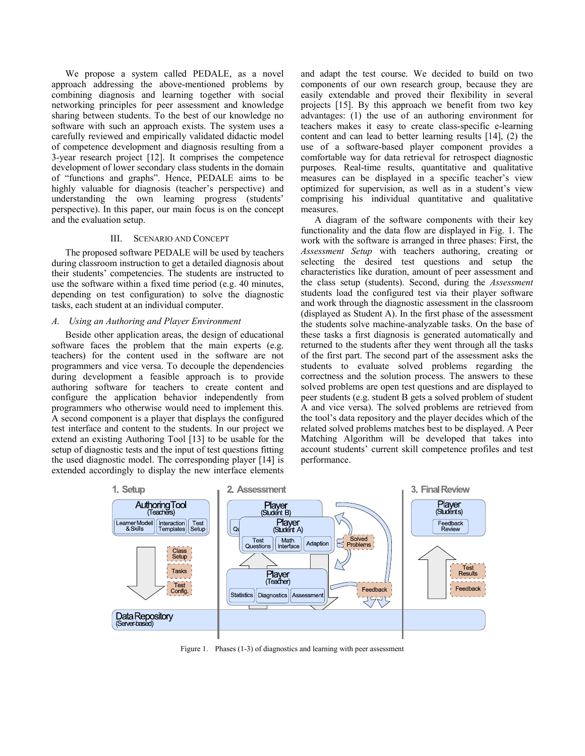We propose a system called PEDALE, as a novel approach addressing the above-mentioned problems by combining diagnosis and learning together with social networking principles for peer assessment and knowledge sharing between students. To the best of our knowledge no software with such an approach exists. The system uses a carefully reviewed and empirically validated didactic model of competence development and diagnosis resulting from a 3-year research project [12]. It comprises the competence development of lower secondary class students in the domain of "functions and graphs". Hence, PEDALE aims to be highly valuable for diagnosis (teacher's perspective) and understanding the own learning progress (students' perspective). In this paper, our main focus is on the concept and the evaluation setup.

## III. Scenario and Concept

The proposed software PEDALE will be used by teachers during classroom instruction to get a detailed diagnosis about their students' competencies. The students are instructed to use the software within a fixed time period (e.g. 40 minutes, depending on test configuration) to solve the diagnostic tasks, each student at an individual computer.

### A. *Using an Authoring and Player Environment*

Beside other application areas, the design of educational software faces the problem that the main experts (e.g. teachers) for the content used in the software are not programmers and vice versa. To decouple the dependencies during development a feasible approach is to provide authoring software for teachers to create content and configure the application behavior independently from programmers who otherwise would need to implement this. A second component is a player that displays the configured test interface and content to the students. In our project we extend an existing Authoring Tool [13] to be usable for the setup of diagnostic tests and the input of test questions fitting the used diagnostic model. The corresponding player [14] is extended accordingly to display the new interface elements and adapt the test course. We decided to build on two components of our own research group, because they are easily extendable and proved their flexibility in several projects [15]. By this approach we benefit from two key advantages: (1) the use of an authoring environment for teachers makes it easy to create class-specific e-learning content and can lead to better learning results [14], (2) the use of a software-based player component provides a comfortable way for data retrieval for retrospect diagnostic purposes. Real-time results, quantitative and qualitative measures can be displayed in a specific teacher's view optimized for supervision, as well as in a student's view comprising his individual quantitative and qualitative measures.

A diagram of the software components with their key functionality and the data flow are displayed in Fig. 1. The work with the software is arranged in three phases: First, the *Assessment Setup* with teachers authoring, creating or selecting the desired test questions and setup the characteristics like duration, amount of peer assessment and the class setup (students). Second, during the *Assessment* students load the configured test via their player software and work through the diagnostic assessment in the classroom (displayed as Student A). In the first phase of the assessment the students solve machine-analyzable tasks. On the base of these tasks a first diagnosis is generated automatically and returned to the students after they went through all the tasks of the first part. The second part of the assessment asks the students to evaluate solved problems regarding the correctness and the solution process. The answers to these solved problems are open test questions and are displayed to peer students (e.g. student B gets a solved problem of student A and vice versa). The solved problems are retrieved from the tool's data repository and the player decides which of the related solved problems matches best to be displayed. A Peer Matching Algorithm will be developed that takes into account students' current skill competence profiles and test performance.

Figure 1. Phases (1-3) of diagnostics and learning with peer assessment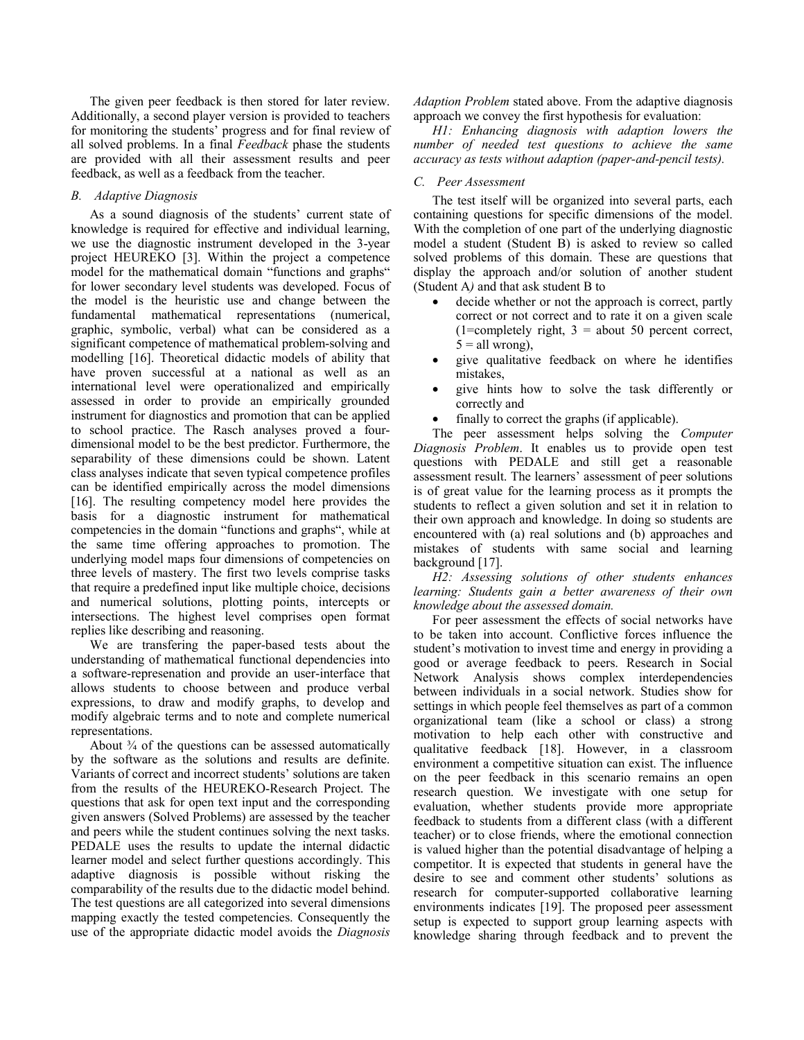The given peer feedback is then stored for later review. Additionally, a second player version is provided to teachers for monitoring the students' progress and for final review of all solved problems. In a final *Feedback* phase the students are provided with all their assessment results and peer feedback, as well as a feedback from the teacher.

### *B. Adaptive Diagnosis*

As a sound diagnosis of the students' current state of knowledge is required for effective and individual learning, we use the diagnostic instrument developed in the 3-year project HEUREKO [3]. Within the project a competence model for the mathematical domain "functions and graphs" for lower secondary level students was developed. Focus of the model is the heuristic use and change between the fundamental mathematical representations (numerical, graphic, symbolic, verbal) what can be considered as a significant competence of mathematical problem-solving and modelling [16]. Theoretical didactic models of ability that have proven successful at a national as well as an international level were operationalized and empirically assessed in order to provide an empirically grounded instrument for diagnostics and promotion that can be applied to school practice. The Rasch analyses proved a four-dimensional model to be the best predictor. Furthermore, the separability of these dimensions could be shown. Latent class analyses indicate that seven typical competence profiles can be identified empirically across the model dimensions [16]. The resulting competency model here provides the basis for a diagnostic instrument for mathematical competencies in the domain "functions and graphs", while at the same time offering approaches to promotion. The underlying model maps four dimensions of competencies on three levels of mastery. The first two levels comprise tasks that require a predefined input like multiple choice, decisions and numerical solutions, plotting points, intercepts or intersections. The highest level comprises open format replies like describing and reasoning.

We are transfering the paper-based tests about the understanding of mathematical functional dependencies into a software-represenation and provide an user-interface that allows students to choose between and produce verbal expressions, to draw and modify graphs, to develop and modify algebraic terms and to note and complete numerical representations.

About ¾ of the questions can be assessed automatically by the software as the solutions and results are definite. Variants of correct and incorrect students' solutions are taken from the results of the HEUREKO-Research Project. The questions that ask for open text input and the corresponding given answers (Solved Problems) are assessed by the teacher and peers while the student continues solving the next tasks. PEDALE uses the results to update the internal didactic learner model and select further questions accordingly. This adaptive diagnosis is possible without risking the comparability of the results due to the didactic model behind. The test questions are all categorized into several dimensions mapping exactly the tested competencies. Consequently the use of the appropriate didactic model avoids the *Diagnosis Adaption Problem* stated above. From the adaptive diagnosis approach we convey the first hypothesis for evaluation:

*H1: Enhancing diagnosis with adaption lowers the number of needed test questions to achieve the same accuracy as tests without adaption (paper-and-pencil tests).*

### *C. Peer Assessment*

The test itself will be organized into several parts, each containing questions for specific dimensions of the model. With the completion of one part of the underlying diagnostic model a student (Student B) is asked to review so called solved problems of this domain. These are questions that display the approach and/or solution of another student (Student A*)* and that ask student B to

- decide whether or not the approach is correct, partly correct or not correct and to rate it on a given scale (1=completely right, 3 = about 50 percent correct, 5 = all wrong),
- give qualitative feedback on where he identifies mistakes,
- give hints how to solve the task differently or correctly and
- finally to correct the graphs (if applicable).

The peer assessment helps solving the *Computer Diagnosis Problem*. It enables us to provide open test questions with PEDALE and still get a reasonable assessment result. The learners' assessment of peer solutions is of great value for the learning process as it prompts the students to reflect a given solution and set it in relation to their own approach and knowledge. In doing so students are encountered with (a) real solutions and (b) approaches and mistakes of students with same social and learning background [17].

*H2: Assessing solutions of other students enhances learning: Students gain a better awareness of their own knowledge about the assessed domain.*

For peer assessment the effects of social networks have to be taken into account. Conflictive forces influence the student's motivation to invest time and energy in providing a good or average feedback to peers. Research in Social Network Analysis shows complex interdependencies between individuals in a social network. Studies show for settings in which people feel themselves as part of a common organizational team (like a school or class) a strong motivation to help each other with constructive and qualitative feedback [18]. However, in a classroom environment a competitive situation can exist. The influence on the peer feedback in this scenario remains an open research question. We investigate with one setup for evaluation, whether students provide more appropriate feedback to students from a different class (with a different teacher) or to close friends, where the emotional connection is valued higher than the potential disadvantage of helping a competitor. It is expected that students in general have the desire to see and comment other students' solutions as research for computer-supported collaborative learning environments indicates [19]. The proposed peer assessment setup is expected to support group learning aspects with knowledge sharing through feedback and to prevent the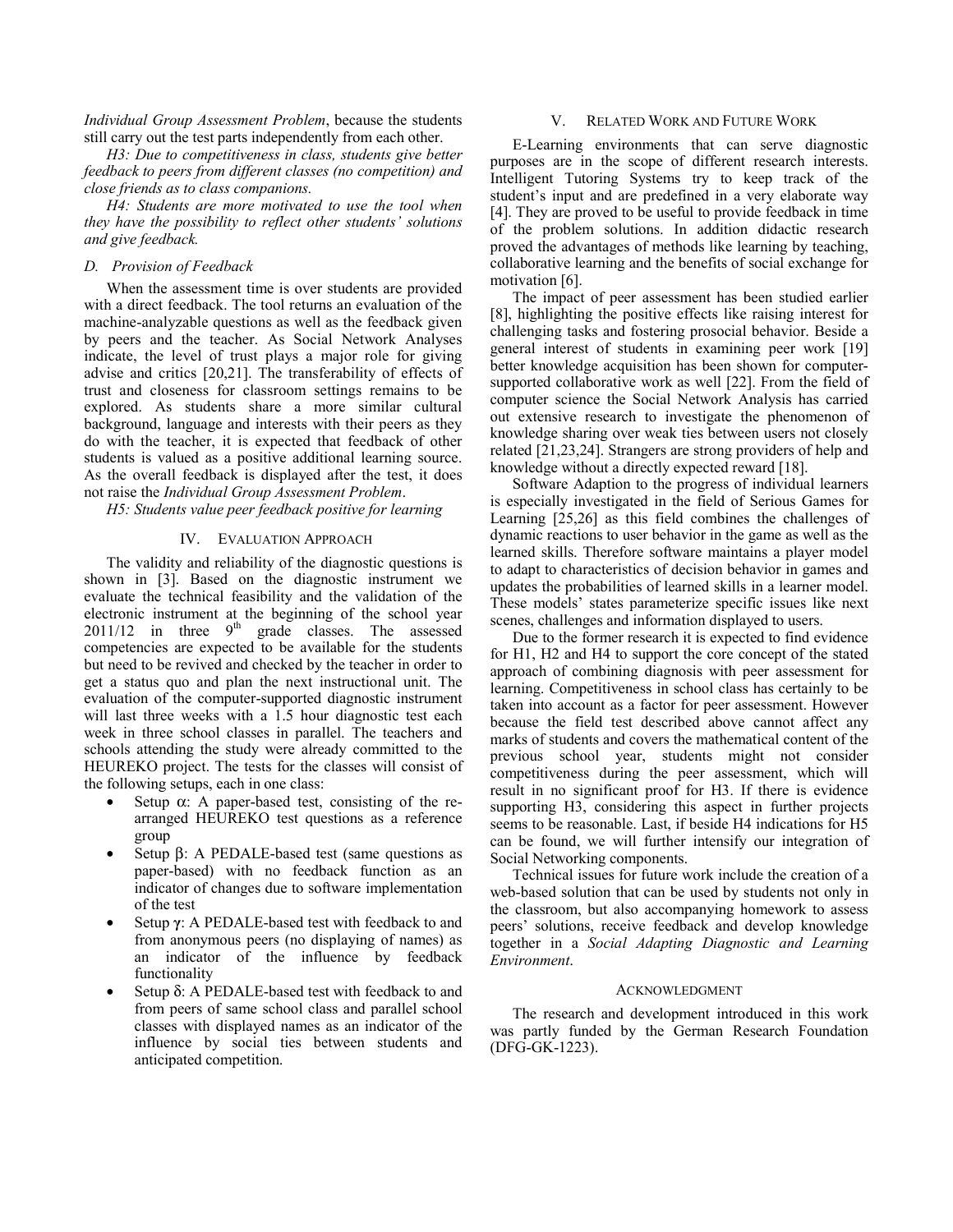*Individual Group Assessment Problem*, because the students still carry out the test parts independently from each other.

*H3: Due to competitiveness in class, students give better feedback to peers from different classes (no competition) and close friends as to class companions.*

*H4: Students are more motivated to use the tool when they have the possibility to reflect other students' solutions and give feedback.*

### D. Provision of Feedback

When the assessment time is over students are provided with a direct feedback. The tool returns an evaluation of the machine-analyzable questions as well as the feedback given by peers and the teacher. As Social Network Analyses indicate, the level of trust plays a major role for giving advise and critics [20,21]. The transferability of effects of trust and closeness for classroom settings remains to be explored. As students share a more similar cultural background, language and interests with their peers as they do with the teacher, it is expected that feedback of other students is valued as a positive additional learning source. As the overall feedback is displayed after the test, it does not raise the *Individual Group Assessment Problem*.

*H5: Students value peer feedback positive for learning*

## IV. Evaluation Approach

The validity and reliability of the diagnostic questions is shown in [3]. Based on the diagnostic instrument we evaluate the technical feasibility and the validation of the electronic instrument at the beginning of the school year 2011/12 in three 9th grade classes. The assessed competencies are expected to be available for the students but need to be revived and checked by the teacher in order to get a status quo and plan the next instructional unit. The evaluation of the computer-supported diagnostic instrument will last three weeks with a 1.5 hour diagnostic test each week in three school classes in parallel. The teachers and schools attending the study were already committed to the HEUREKO project. The tests for the classes will consist of the following setups, each in one class:

- Setup $\alpha$: A paper-based test, consisting of the re-arranged HEUREKO test questions as a reference group
- Setup $\beta$: A PEDALE-based test (same questions as paper-based) with no feedback function as an indicator of changes due to software implementation of the test
- Setup $\gamma$: A PEDALE-based test with feedback to and from anonymous peers (no displaying of names) as an indicator of the influence by feedback functionality
- Setup $\delta$: A PEDALE-based test with feedback to and from peers of same school class and parallel school classes with displayed names as an indicator of the influence by social ties between students and anticipated competition.

## V. Related Work and Future Work

E-Learning environments that can serve diagnostic purposes are in the scope of different research interests. Intelligent Tutoring Systems try to keep track of the student's input and are predefined in a very elaborate way [4]. They are proved to be useful to provide feedback in time of the problem solutions. In addition didactic research proved the advantages of methods like learning by teaching, collaborative learning and the benefits of social exchange for motivation [6].

The impact of peer assessment has been studied earlier [8], highlighting the positive effects like raising interest for challenging tasks and fostering prosocial behavior. Beside a general interest of students in examining peer work [19] better knowledge acquisition has been shown for computer-supported collaborative work as well [22]. From the field of computer science the Social Network Analysis has carried out extensive research to investigate the phenomenon of knowledge sharing over weak ties between users not closely related [21,23,24]. Strangers are strong providers of help and knowledge without a directly expected reward [18].

Software Adaption to the progress of individual learners is especially investigated in the field of Serious Games for Learning [25,26] as this field combines the challenges of dynamic reactions to user behavior in the game as well as the learned skills. Therefore software maintains a player model to adapt to characteristics of decision behavior in games and updates the probabilities of learned skills in a learner model. These models' states parameterize specific issues like next scenes, challenges and information displayed to users.

Due to the former research it is expected to find evidence for H1, H2 and H4 to support the core concept of the stated approach of combining diagnosis with peer assessment for learning. Competitiveness in school class has certainly to be taken into account as a factor for peer assessment. However because the field test described above cannot affect any marks of students and covers the mathematical content of the previous school year, students might not consider competitiveness during the peer assessment, which will result in no significant proof for H3. If there is evidence supporting H3, considering this aspect in further projects seems to be reasonable. Last, if beside H4 indications for H5 can be found, we will further intensify our integration of Social Networking components.

Technical issues for future work include the creation of a web-based solution that can be used by students not only in the classroom, but also accompanying homework to assess peers' solutions, receive feedback and develop knowledge together in a *Social Adapting Diagnostic and Learning Environment*.

## Acknowledgment

The research and development introduced in this work was partly funded by the German Research Foundation (DFG-GK-1223).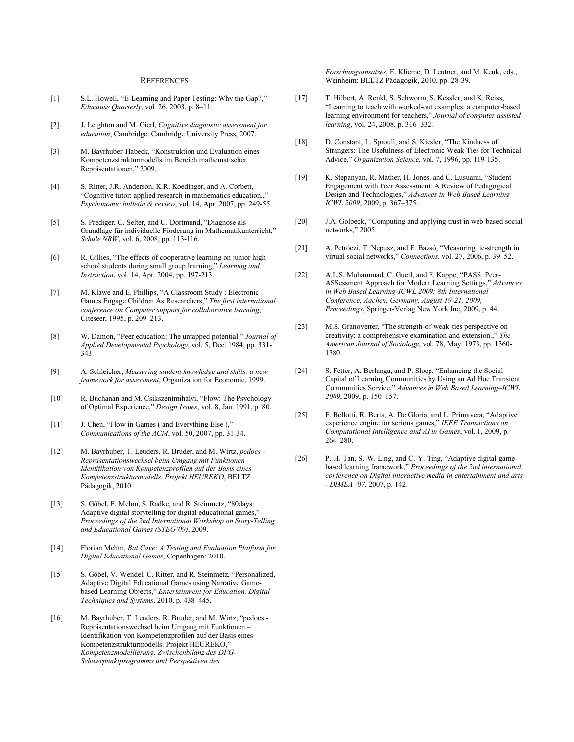## References

[1] S.L. Howell, “E-Learning and Paper Testing: Why the Gap?,” *Educause Quarterly*, vol. 26, 2003, p. 8–11.

[2] J. Leighton and M. Gierl, *Cognitive diagnostic assessment for education*, Cambridge: Cambridge University Press, 2007.

[3] M. Bayrhuber-Habeck, “Konstruktion und Evaluation eines Kompetenzstrukturmodells im Bereich mathematischer Repräsentationen,” 2009.

[4] S. Ritter, J.R. Anderson, K.R. Koedinger, and A. Corbett, “Cognitive tutor: applied research in mathematics education.,” *Psychonomic bulletin & review*, vol. 14, Apr. 2007, pp. 249-55.

[5] S. Prediger, C. Selter, and U. Dortmund, “Diagnose als Grundlage für individuelle Förderung im Mathematikunterricht,” *Schule NRW*, vol. 6, 2008, pp. 113-116.

[6] R. Gillies, “The effects of cooperative learning on junior high school students during small group learning,” *Learning and Instruction*, vol. 14, Apr. 2004, pp. 197-213.

[7] M. Klawe and E. Phillips, “A Classroom Study : Electronic Games Engage Children As Researchers,” *The first international conference on Computer support for collaborative learning*, Citeseer, 1995, p. 209–213.

[8] W. Damon, “Peer education: The untapped potential,” *Journal of Applied Developmental Psychology*, vol. 5, Dec. 1984, pp. 331-343.

[9] A. Schleicher, *Measuring student knowledge and skills: a new framework for assessment*, Organization for Economic, 1999.

[10] R. Buchanan and M. Csikszentmihalyi, “Flow: The Psychology of Optimal Experience,” *Design Issues*, vol. 8, Jan. 1991, p. 80.

[11] J. Chen, “Flow in Games ( and Everything Else ),” *Communications of the ACM*, vol. 50, 2007, pp. 31-34.

[12] M. Bayrhuber, T. Leuders, R. Bruder, and M. Wirtz, *pedocs - Repräsentationswechsel beim Umgang mit Funktionen – Identifikation von Kompetenzprofilen auf der Basis eines Kompetenzstrukturmodells. Projekt HEUREKO*, BELTZ Pädagogik, 2010.

[13] S. Göbel, F. Mehm, S. Radke, and R. Steinmetz, “80days: Adaptive digital storytelling for digital educational games,” *Proceedings of the 2nd International Workshop on Story-Telling and Educational Games (STEG’09)*, 2009.

[14] Florian Mehm, *Bat Cave: A Testing and Evaluation Platform for Digital Educational Games*, Copenhagen: 2010.

[15] S. Göbel, V. Wendel, C. Ritter, and R. Steinmetz, “Personalized, Adaptive Digital Educational Games using Narrative Game-based Learning Objects,” *Entertainment for Education. Digital Techniques and Systems*, 2010, p. 438–445.

[16] M. Bayrhuber, T. Leuders, R. Bruder, and M. Wirtz, “pedocs - Repräsentationswechsel beim Umgang mit Funktionen – Identifikation von Kompetenzprofilen auf der Basis eines Kompetenzstrukturmodells. Projekt HEUREKO,” *Kompetenzmodellierung. Zwischenbilanz des DFG-Schwerpunktprogramms und Perspektiven des Forschungsansatzes*, E. Klieme, D. Leutner, and M. Kenk, eds., Weinheim: BELTZ Pädagogik, 2010, pp. 28-39.

[17] T. Hilbert, A. Renkl, S. Schworm, S. Kessler, and K. Reiss, “Learning to teach with worked-out examples: a computer-based learning environment for teachers,” *Journal of computer assisted learning*, vol. 24, 2008, p. 316–332.

[18] D. Constant, L. Sproull, and S. Kiesler, “The Kindness of Strangers: The Usefulness of Electronic Weak Ties for Technical Advice,” *Organization Science*, vol. 7, 1996, pp. 119-135.

[19] K. Stepanyan, R. Mather, H. Jones, and C. Lusuardi, “Student Engagement with Peer Assessment: A Review of Pedagogical Design and Technologies,” *Advances in Web Based Learning–ICWL 2009*, 2009, p. 367–375.

[20] J.A. Golbeck, “Computing and applying trust in web-based social networks,” 2005.

[21] A. Petróczi, T. Nepusz, and F. Bazsó, “Measuring tie-strength in virtual social networks,” *Connections*, vol. 27, 2006, p. 39–52.

[22] A.L.S. Mohammad, C. Guetl, and F. Kappe, “PASS: Peer-ASSessment Approach for Modern Learning Settings,” *Advances in Web Based Learning-ICWL 2009: 8th International Conference, Aachen, Germany, August 19-21, 2009, Proceedings*, Springer-Verlag New York Inc, 2009, p. 44.

[23] M.S. Granovetter, “The strength-of-weak-ties perspective on creativity: a comprehensive examination and extension.,” *The American Journal of Sociology*, vol. 78, May. 1973, pp. 1360-1380.

[24] S. Fetter, A. Berlanga, and P. Sloep, “Enhancing the Social Capital of Learning Communities by Using an Ad Hoc Transient Communities Service,” *Advances in Web Based Learning–ICWL 2009*, 2009, p. 150–157.

[25] F. Bellotti, R. Berta, A. De Gloria, and L. Primavera, “Adaptive experience engine for serious games,” *IEEE Transactions on Computational Intelligence and AI in Games*, vol. 1, 2009, p. 264–280.

[26] P.-H. Tan, S.-W. Ling, and C.-Y. Ting, “Adaptive digital game-based learning framework,” *Proceedings of the 2nd international conference on Digital interactive media in entertainment and arts - DIMEA ’07*, 2007, p. 142.